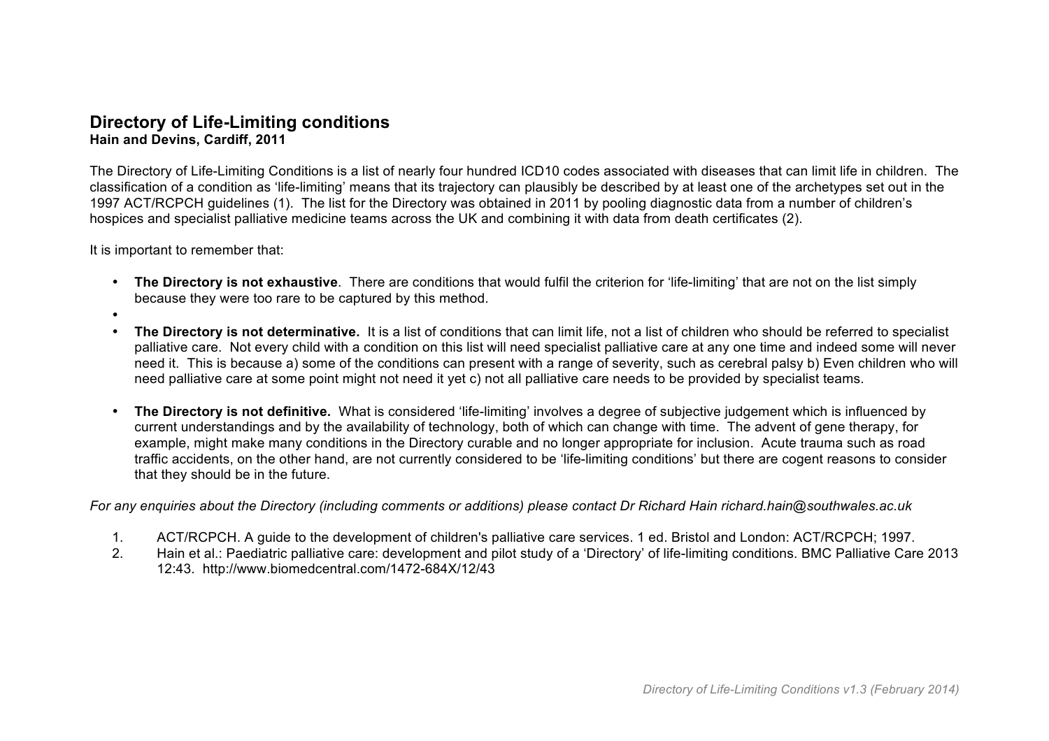# Directory of Life-Limiting conditions

**Hain and Devins, Cardiff, 2011**

The Directory of Life-Limiting Conditions is a list of nearly four hundred ICD10 codes associated with diseases that can limit life in children. The classification of a condition as 'life-limiting' means that its trajectory can plausibly be described by at least one of the archetypes set out in the 1997 ACT/RCPCH guidelines (1). The list for the Directory was obtained in 2011 by pooling diagnostic data from a number of children's hospices and specialist palliative medicine teams across the UK and combining it with data from death certificates (2).

It is important to remember that:

- **The Directory is not exhaustive**. There are conditions that would fulfil the criterion for 'life-limiting' that are not on the list simply because they were too rare to be captured by this method.
- **The Directory is not determinative.** It is a list of conditions that can limit life, not a list of children who should be referred to specialist palliative care. Not every child with a condition on this list will need specialist palliative care at any one time and indeed some will never need it. This is because a) some of the conditions can present with a range of severity, such as cerebral palsy b) Even children who will need palliative care at some point might not need it yet c) not all palliative care needs to be provided by specialist teams.
- **The Directory is not definitive.** What is considered 'life-limiting' involves a degree of subjective judgement which is influenced by current understandings and by the availability of technology, both of which can change with time. The advent of gene therapy, for example, might make many conditions in the Directory curable and no longer appropriate for inclusion. Acute trauma such as road traffic accidents, on the other hand, are not currently considered to be 'life-limiting conditions' but there are cogent reasons to consider that they should be in the future.

*For any enquiries about the Directory (including comments or additions) please contact Dr Richard Hain richard.hain@southwales.ac.uk*

1. ACT/RCPCH. A guide to the development of children's palliative care services. 1 ed. Bristol and London: ACT/RCPCH; 1997.
2. Hain et al.: Paediatric palliative care: development and pilot study of a 'Directory' of life-limiting conditions. BMC Palliative Care 2013 12:43. http://www.biomedcentral.com/1472-684X/12/43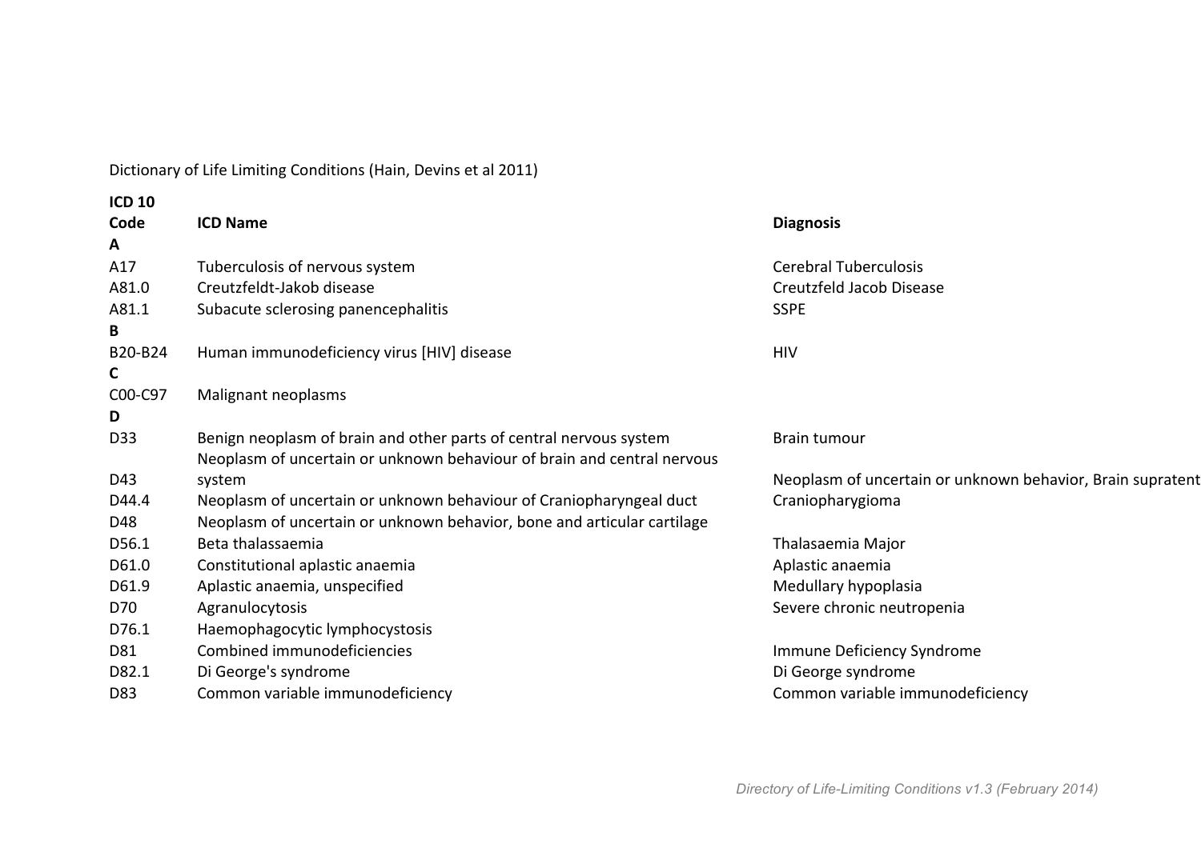Dictionary of Life Limiting Conditions (Hain, Devins et al 2011)

| ICD 10 Code | ICD Name | Diagnosis |
|---|---|---|
| **A** | | |
| A17 | Tuberculosis of nervous system | Cerebral Tuberculosis |
| A81.0 | Creutzfeldt-Jakob disease | Creutzfeld Jacob Disease |
| A81.1 | Subacute sclerosing panencephalitis | SSPE |
| **B** | | |
| B20-B24 | Human immunodeficiency virus [HIV] disease | HIV |
| **C** | | |
| C00-C97 | Malignant neoplasms | |
| **D** | | |
| D33 | Benign neoplasm of brain and other parts of central nervous system | Brain tumour |
| D43 | Neoplasm of uncertain or unknown behaviour of brain and central nervous system | Neoplasm of uncertain or unknown behavior, Brain supratent |
| D44.4 | Neoplasm of uncertain or unknown behaviour of Craniopharyngeal duct | Craniopharygioma |
| D48 | Neoplasm of uncertain or unknown behavior, bone and articular cartilage | |
| D56.1 | Beta thalassaemia | Thalasaemia Major |
| D61.0 | Constitutional aplastic anaemia | Aplastic anaemia |
| D61.9 | Aplastic anaemia, unspecified | Medullary hypoplasia |
| D70 | Agranulocytosis | Severe chronic neutropenia |
| D76.1 | Haemophagocytic lymphocystosis | |
| D81 | Combined immunodeficiencies | Immune Deficiency Syndrome |
| D82.1 | Di George's syndrome | Di George syndrome |
| D83 | Common variable immunodeficiency | Common variable immunodeficiency |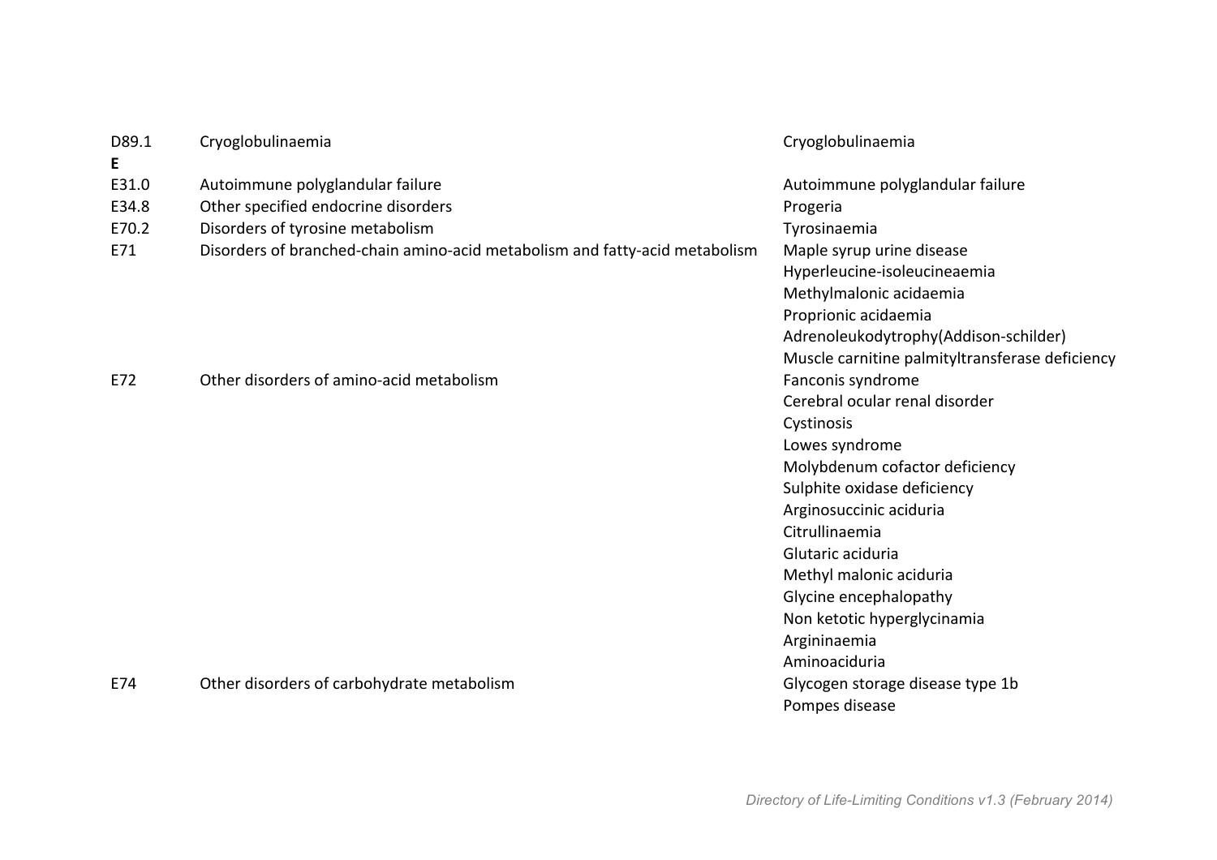| | | |
|---|---|---|
| D89.1 | Cryoglobulinaemia | Cryoglobulinaemia |
| **E** | | |
| E31.0 | Autoimmune polyglandular failure | Autoimmune polyglandular failure |
| E34.8 | Other specified endocrine disorders | Progeria |
| E70.2 | Disorders of tyrosine metabolism | Tyrosinaemia |
| E71 | Disorders of branched-chain amino-acid metabolism and fatty-acid metabolism | Maple syrup urine disease |
| | | Hyperleucine-isoleucineaemia |
| | | Methylmalonic acidaemia |
| | | Proprionic acidaemia |
| | | Adrenoleukodytrophy(Addison-schilder) |
| | | Muscle carnitine palmityltransferase deficiency |
| E72 | Other disorders of amino-acid metabolism | Fanconis syndrome |
| | | Cerebral ocular renal disorder |
| | | Cystinosis |
| | | Lowes syndrome |
| | | Molybdenum cofactor deficiency |
| | | Sulphite oxidase deficiency |
| | | Arginosuccinic aciduria |
| | | Citrullinaemia |
| | | Glutaric aciduria |
| | | Methyl malonic aciduria |
| | | Glycine encephalopathy |
| | | Non ketotic hyperglycinamia |
| | | Argininaemia |
| | | Aminoaciduria |
| E74 | Other disorders of carbohydrate metabolism | Glycogen storage disease type 1b |
| | | Pompes disease |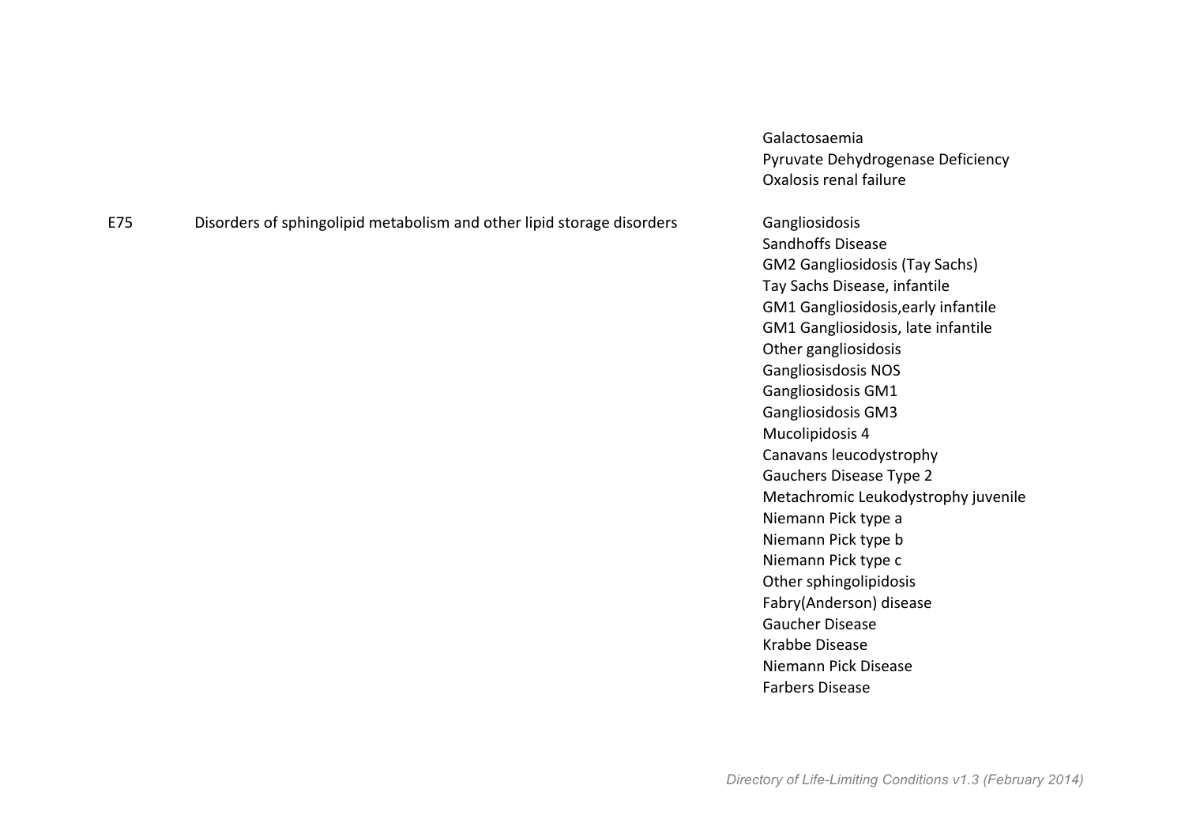| | | |
|---|---|---|
| | | Galactosaemia<br>Pyruvate Dehydrogenase Deficiency<br>Oxalosis renal failure |
| E75 | Disorders of sphingolipid metabolism and other lipid storage disorders | Gangliosidosis<br>Sandhoffs Disease<br>GM2 Gangliosidosis (Tay Sachs)<br>Tay Sachs Disease, infantile<br>GM1 Gangliosidosis,early infantile<br>GM1 Gangliosidosis, late infantile<br>Other gangliosidosis<br>Gangliosisdosis NOS<br>Gangliosidosis GM1<br>Gangliosidosis GM3<br>Mucolipidosis 4<br>Canavans leucodystrophy<br>Gauchers Disease Type 2<br>Metachromic Leukodystrophy juvenile<br>Niemann Pick type a<br>Niemann Pick type b<br>Niemann Pick type c<br>Other sphingolipidosis<br>Fabry(Anderson) disease<br>Gaucher Disease<br>Krabbe Disease<br>Niemann Pick Disease<br>Farbers Disease |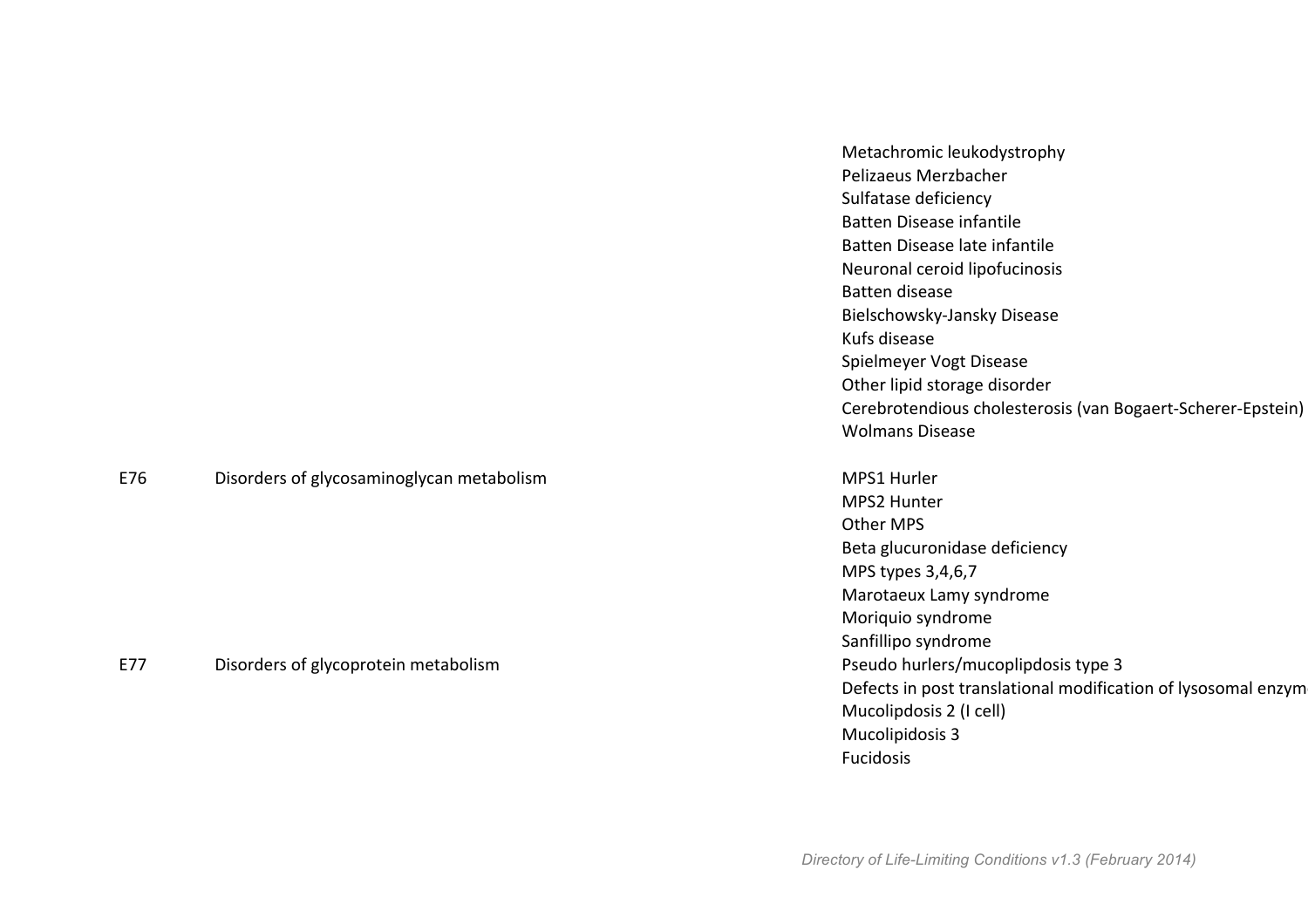| Code | Category | Condition |
|---|---|---|
| | | Metachromic leukodystrophy |
| | | Pelizaeus Merzbacher |
| | | Sulfatase deficiency |
| | | Batten Disease infantile |
| | | Batten Disease late infantile |
| | | Neuronal ceroid lipofucinosis |
| | | Batten disease |
| | | Bielschowsky-Jansky Disease |
| | | Kufs disease |
| | | Spielmeyer Vogt Disease |
| | | Other lipid storage disorder |
| | | Cerebrotendious cholesterosis (van Bogaert-Scherer-Epstein) |
| | | Wolmans Disease |
| E76 | Disorders of glycosaminoglycan metabolism | MPS1 Hurler |
| | | MPS2 Hunter |
| | | Other MPS |
| | | Beta glucuronidase deficiency |
| | | MPS types 3,4,6,7 |
| | | Marotaeux Lamy syndrome |
| | | Moriquio syndrome |
| | | Sanfillipo syndrome |
| E77 | Disorders of glycoprotein metabolism | Pseudo hurlers/mucoplipdosis type 3 |
| | | Defects in post translational modification of lysosomal enzym |
| | | Mucolipdosis 2 (I cell) |
| | | Mucolipidosis 3 |
| | | Fucidosis |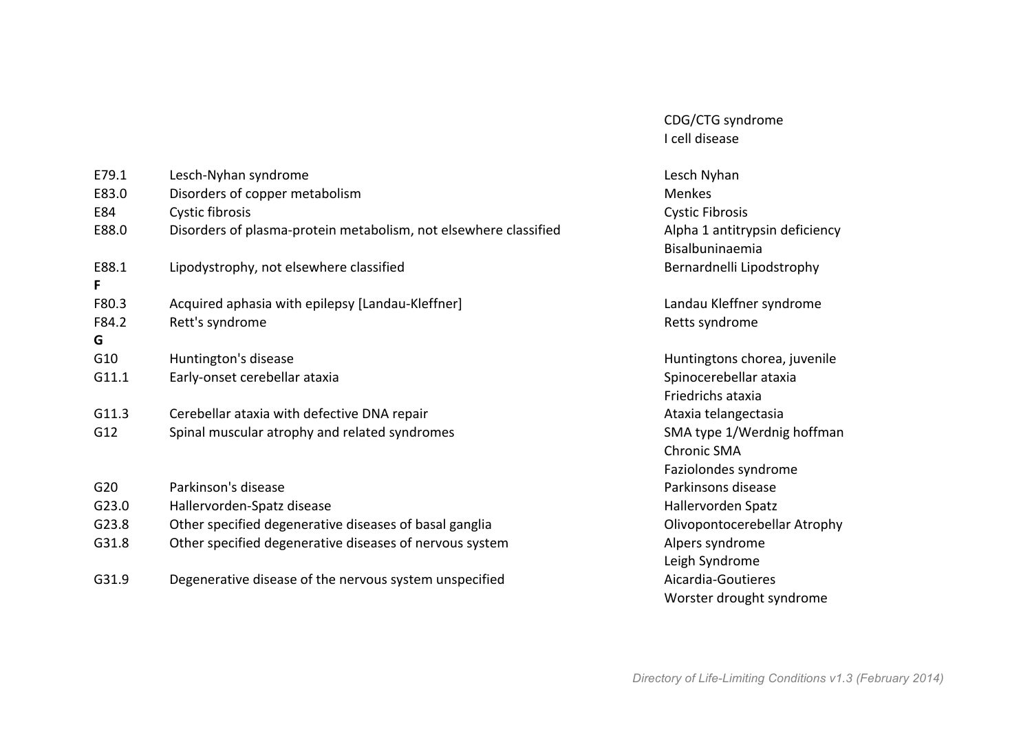| | | |
|---|---|---|
| | | CDG/CTG syndrome |
| | | I cell disease |
| E79.1 | Lesch-Nyhan syndrome | Lesch Nyhan |
| E83.0 | Disorders of copper metabolism | Menkes |
| E84 | Cystic fibrosis | Cystic Fibrosis |
| E88.0 | Disorders of plasma-protein metabolism, not elsewhere classified | Alpha 1 antitrypsin deficiency |
| | | Bisalbuninaemia |
| E88.1 | Lipodystrophy, not elsewhere classified | Bernardnelli Lipodstrophy |
| **F** | | |
| F80.3 | Acquired aphasia with epilepsy [Landau-Kleffner] | Landau Kleffner syndrome |
| F84.2 | Rett's syndrome | Retts syndrome |
| **G** | | |
| G10 | Huntington's disease | Huntingtons chorea, juvenile |
| G11.1 | Early-onset cerebellar ataxia | Spinocerebellar ataxia |
| | | Friedrichs ataxia |
| G11.3 | Cerebellar ataxia with defective DNA repair | Ataxia telangectasia |
| G12 | Spinal muscular atrophy and related syndromes | SMA type 1/Werdnig hoffman |
| | | Chronic SMA |
| | | Faziolondes syndrome |
| G20 | Parkinson's disease | Parkinsons disease |
| G23.0 | Hallervorden-Spatz disease | Hallervorden Spatz |
| G23.8 | Other specified degenerative diseases of basal ganglia | Olivopontocerebellar Atrophy |
| G31.8 | Other specified degenerative diseases of nervous system | Alpers syndrome |
| | | Leigh Syndrome |
| G31.9 | Degenerative disease of the nervous system unspecified | Aicardia-Goutieres |
| | | Worster drought syndrome |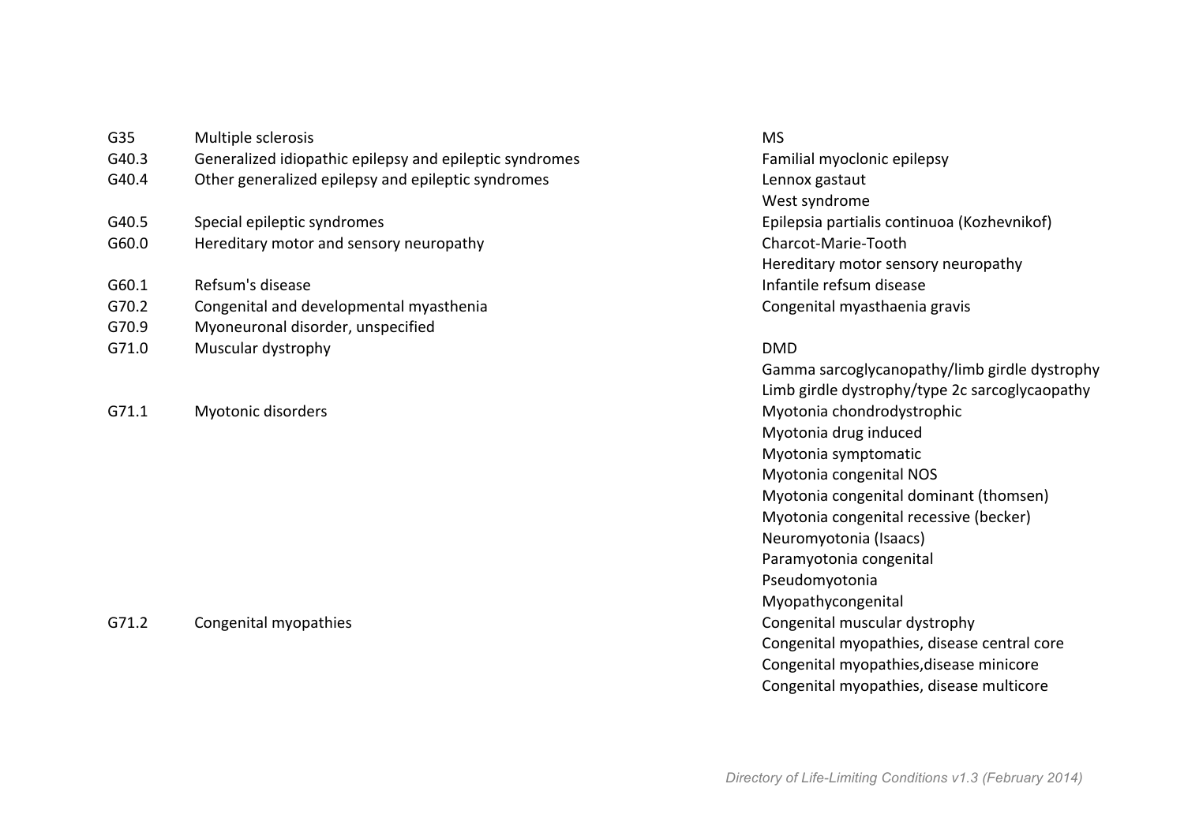| | | |
|---|---|---|
| G35 | Multiple sclerosis | MS |
| G40.3 | Generalized idiopathic epilepsy and epileptic syndromes | Familial myoclonic epilepsy |
| G40.4 | Other generalized epilepsy and epileptic syndromes | Lennox gastaut |
| | | West syndrome |
| G40.5 | Special epileptic syndromes | Epilepsia partialis continuoa (Kozhevnikof) |
| G60.0 | Hereditary motor and sensory neuropathy | Charcot-Marie-Tooth |
| | | Hereditary motor sensory neuropathy |
| G60.1 | Refsum's disease | Infantile refsum disease |
| G70.2 | Congenital and developmental myasthenia | Congenital myasthaenia gravis |
| G70.9 | Myoneuronal disorder, unspecified | |
| G71.0 | Muscular dystrophy | DMD |
| | | Gamma sarcoglycanopathy/limb girdle dystrophy |
| | | Limb girdle dystrophy/type 2c sarcoglycaopathy |
| G71.1 | Myotonic disorders | Myotonia chondrodystrophic |
| | | Myotonia drug induced |
| | | Myotonia symptomatic |
| | | Myotonia congenital NOS |
| | | Myotonia congenital dominant (thomsen) |
| | | Myotonia congenital recessive (becker) |
| | | Neuromyotonia (Isaacs) |
| | | Paramyotonia congenital |
| | | Pseudomyotonia |
| | | Myopathycongenital |
| G71.2 | Congenital myopathies | Congenital muscular dystrophy |
| | | Congenital myopathies, disease central core |
| | | Congenital myopathies,disease minicore |
| | | Congenital myopathies, disease multicore |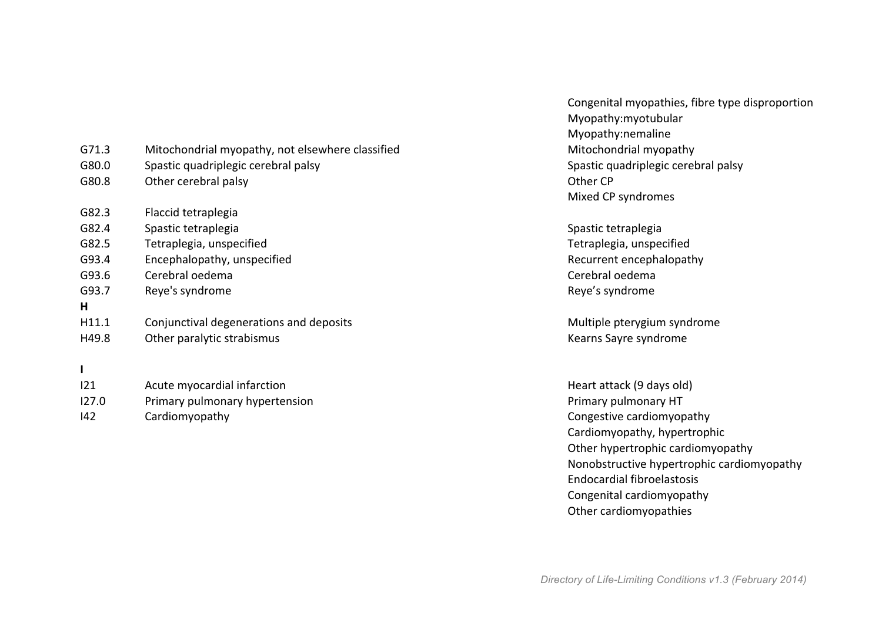| Code | ICD-10 description | Condition |
| --- | --- | --- |
| | | Congenital myopathies, fibre type disproportion |
| | | Myopathy:myotubular |
| | | Myopathy:nemaline |
| G71.3 | Mitochondrial myopathy, not elsewhere classified | Mitochondrial myopathy |
| G80.0 | Spastic quadriplegic cerebral palsy | Spastic quadriplegic cerebral palsy |
| G80.8 | Other cerebral palsy | Other CP |
| | | Mixed CP syndromes |
| G82.3 | Flaccid tetraplegia | |
| G82.4 | Spastic tetraplegia | Spastic tetraplegia |
| G82.5 | Tetraplegia, unspecified | Tetraplegia, unspecified |
| G93.4 | Encephalopathy, unspecified | Recurrent encephalopathy |
| G93.6 | Cerebral oedema | Cerebral oedema |
| G93.7 | Reye's syndrome | Reye's syndrome |
| **H** | | |
| H11.1 | Conjunctival degenerations and deposits | Multiple pterygium syndrome |
| H49.8 | Other paralytic strabismus | Kearns Sayre syndrome |
| **I** | | |
| I21 | Acute myocardial infarction | Heart attack (9 days old) |
| I27.0 | Primary pulmonary hypertension | Primary pulmonary HT |
| I42 | Cardiomyopathy | Congestive cardiomyopathy |
| | | Cardiomyopathy, hypertrophic |
| | | Other hypertrophic cardiomyopathy |
| | | Nonobstructive hypertrophic cardiomyopathy |
| | | Endocardial fibroelastosis |
| | | Congenital cardiomyopathy |
| | | Other cardiomyopathies |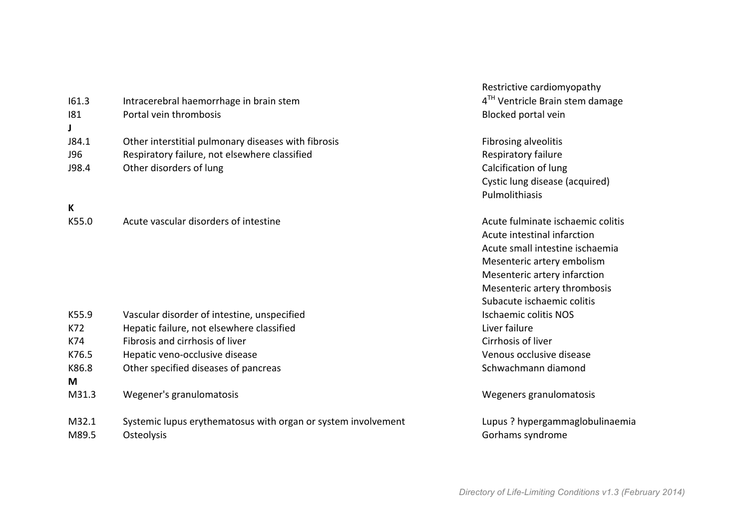| | | |
|---|---|---|
| | | Restrictive cardiomyopathy |
| I61.3 | Intracerebral haemorrhage in brain stem | 4[TH] Ventricle Brain stem damage |
| I81 | Portal vein thrombosis | Blocked portal vein |
| **J** | | |
| J84.1 | Other interstitial pulmonary diseases with fibrosis | Fibrosing alveolitis |
| J96 | Respiratory failure, not elsewhere classified | Respiratory failure |
| J98.4 | Other disorders of lung | Calcification of lung |
| | | Cystic lung disease (acquired) |
| | | Pulmolithiasis |
| **K** | | |
| K55.0 | Acute vascular disorders of intestine | Acute fulminate ischaemic colitis |
| | | Acute intestinal infarction |
| | | Acute small intestine ischaemia |
| | | Mesenteric artery embolism |
| | | Mesenteric artery infarction |
| | | Mesenteric artery thrombosis |
| | | Subacute ischaemic colitis |
| K55.9 | Vascular disorder of intestine, unspecified | Ischaemic colitis NOS |
| K72 | Hepatic failure, not elsewhere classified | Liver failure |
| K74 | Fibrosis and cirrhosis of liver | Cirrhosis of liver |
| K76.5 | Hepatic veno-occlusive disease | Venous occlusive disease |
| K86.8 | Other specified diseases of pancreas | Schwachmann diamond |
| **M** | | |
| M31.3 | Wegener's granulomatosis | Wegeners granulomatosis |
| M32.1 | Systemic lupus erythematosus with organ or system involvement | Lupus ? hypergammaglobulinaemia |
| M89.5 | Osteolysis | Gorhams syndrome |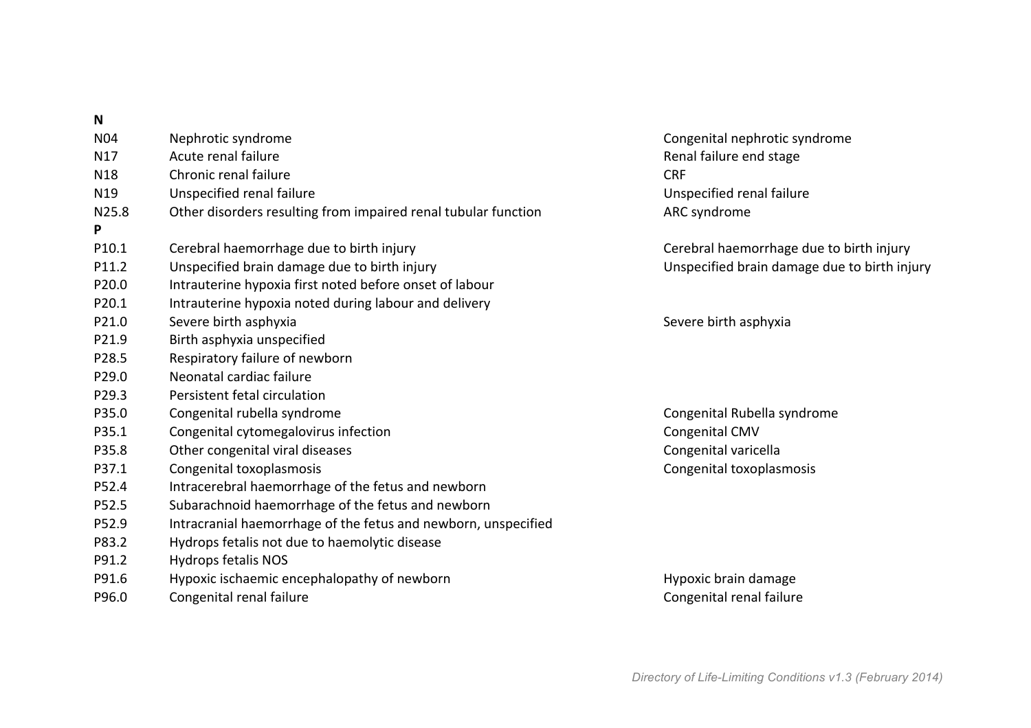| | | |
|---|---|---|
| **N** | | |
| N04 | Nephrotic syndrome | Congenital nephrotic syndrome |
| N17 | Acute renal failure | Renal failure end stage |
| N18 | Chronic renal failure | CRF |
| N19 | Unspecified renal failure | Unspecified renal failure |
| N25.8 | Other disorders resulting from impaired renal tubular function | ARC syndrome |
| **P** | | |
| P10.1 | Cerebral haemorrhage due to birth injury | Cerebral haemorrhage due to birth injury |
| P11.2 | Unspecified brain damage due to birth injury | Unspecified brain damage due to birth injury |
| P20.0 | Intrauterine hypoxia first noted before onset of labour | |
| P20.1 | Intrauterine hypoxia noted during labour and delivery | |
| P21.0 | Severe birth asphyxia | Severe birth asphyxia |
| P21.9 | Birth asphyxia unspecified | |
| P28.5 | Respiratory failure of newborn | |
| P29.0 | Neonatal cardiac failure | |
| P29.3 | Persistent fetal circulation | |
| P35.0 | Congenital rubella syndrome | Congenital Rubella syndrome |
| P35.1 | Congenital cytomegalovirus infection | Congenital CMV |
| P35.8 | Other congenital viral diseases | Congenital varicella |
| P37.1 | Congenital toxoplasmosis | Congenital toxoplasmosis |
| P52.4 | Intracerebral haemorrhage of the fetus and newborn | |
| P52.5 | Subarachnoid haemorrhage of the fetus and newborn | |
| P52.9 | Intracranial haemorrhage of the fetus and newborn, unspecified | |
| P83.2 | Hydrops fetalis not due to haemolytic disease | |
| P91.2 | Hydrops fetalis NOS | |
| P91.6 | Hypoxic ischaemic encephalopathy of newborn | Hypoxic brain damage |
| P96.0 | Congenital renal failure | Congenital renal failure |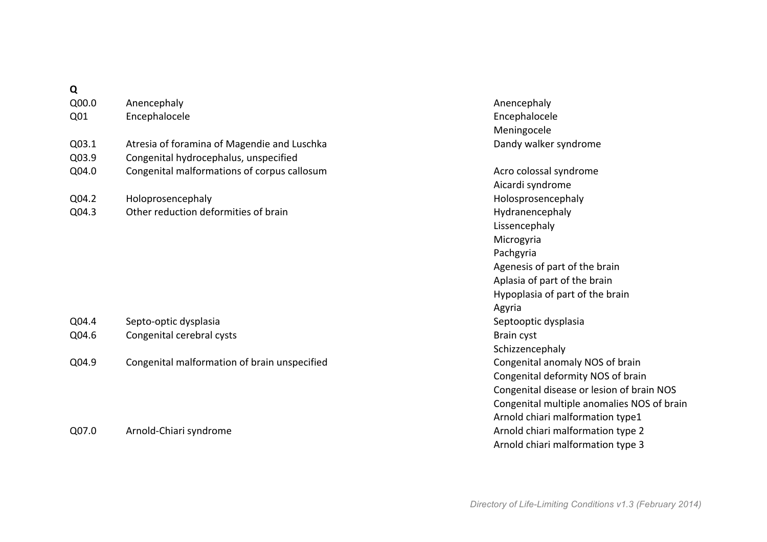**Q**

| | | |
|---|---|---|
| Q00.0 | Anencephaly | Anencephaly |
| Q01 | Encephalocele | Encephalocele |
| | | Meningocele |
| Q03.1 | Atresia of foramina of Magendie and Luschka | Dandy walker syndrome |
| Q03.9 | Congenital hydrocephalus, unspecified | |
| Q04.0 | Congenital malformations of corpus callosum | Acro colossal syndrome |
| | | Aicardi syndrome |
| Q04.2 | Holoprosencephaly | Holosprosencephaly |
| Q04.3 | Other reduction deformities of brain | Hydranencephaly |
| | | Lissencephaly |
| | | Microgyria |
| | | Pachgyria |
| | | Agenesis of part of the brain |
| | | Aplasia of part of the brain |
| | | Hypoplasia of part of the brain |
| | | Agyria |
| Q04.4 | Septo-optic dysplasia | Septooptic dysplasia |
| Q04.6 | Congenital cerebral cysts | Brain cyst |
| | | Schizzencephaly |
| Q04.9 | Congenital malformation of brain unspecified | Congenital anomaly NOS of brain |
| | | Congenital deformity NOS of brain |
| | | Congenital disease or lesion of brain NOS |
| | | Congenital multiple anomalies NOS of brain |
| | | Arnold chiari malformation type1 |
| Q07.0 | Arnold-Chiari syndrome | Arnold chiari malformation type 2 |
| | | Arnold chiari malformation type 3 |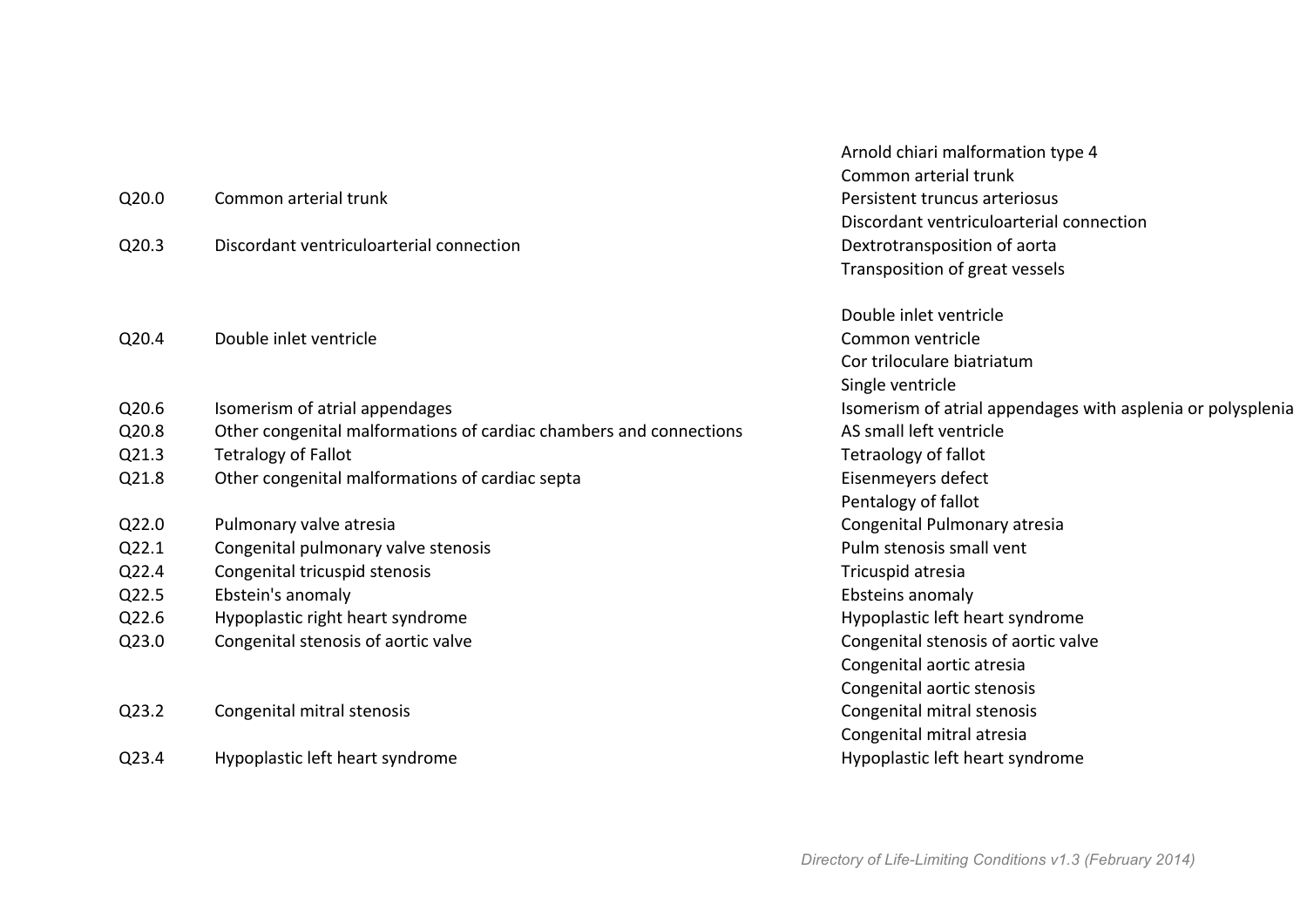| | | |
|---|---|---|
| | | Arnold chiari malformation type 4 |
| | | Common arterial trunk |
| Q20.0 | Common arterial trunk | Persistent truncus arteriosus |
| | | Discordant ventriculoarterial connection |
| Q20.3 | Discordant ventriculoarterial connection | Dextrotransposition of aorta |
| | | Transposition of great vessels |
| | | Double inlet ventricle |
| Q20.4 | Double inlet ventricle | Common ventricle |
| | | Cor triloculare biatriatum |
| | | Single ventricle |
| Q20.6 | Isomerism of atrial appendages | Isomerism of atrial appendages with asplenia or polysplenia |
| Q20.8 | Other congenital malformations of cardiac chambers and connections | AS small left ventricle |
| Q21.3 | Tetralogy of Fallot | Tetraology of fallot |
| Q21.8 | Other congenital malformations of cardiac septa | Eisenmeyers defect |
| | | Pentalogy of fallot |
| Q22.0 | Pulmonary valve atresia | Congenital Pulmonary atresia |
| Q22.1 | Congenital pulmonary valve stenosis | Pulm stenosis small vent |
| Q22.4 | Congenital tricuspid stenosis | Tricuspid atresia |
| Q22.5 | Ebstein's anomaly | Ebsteins anomaly |
| Q22.6 | Hypoplastic right heart syndrome | Hypoplastic left heart syndrome |
| Q23.0 | Congenital stenosis of aortic valve | Congenital stenosis of aortic valve |
| | | Congenital aortic atresia |
| | | Congenital aortic stenosis |
| Q23.2 | Congenital mitral stenosis | Congenital mitral stenosis |
| | | Congenital mitral atresia |
| Q23.4 | Hypoplastic left heart syndrome | Hypoplastic left heart syndrome |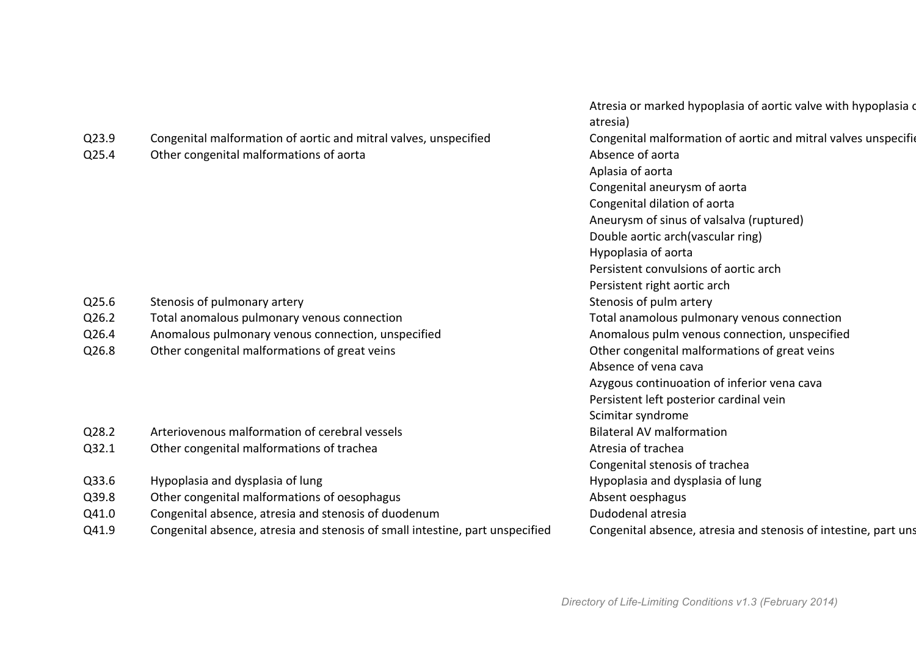| | | |
|---|---|---|
| | | Atresia or marked hypoplasia of aortic valve with hypoplasia c atresia) |
| Q23.9 | Congenital malformation of aortic and mitral valves, unspecified | Congenital malformation of aortic and mitral valves unspecifie |
| Q25.4 | Other congenital malformations of aorta | Absence of aorta |
| | | Aplasia of aorta |
| | | Congenital aneurysm of aorta |
| | | Congenital dilation of aorta |
| | | Aneurysm of sinus of valsalva (ruptured) |
| | | Double aortic arch(vascular ring) |
| | | Hypoplasia of aorta |
| | | Persistent convulsions of aortic arch |
| | | Persistent right aortic arch |
| Q25.6 | Stenosis of pulmonary artery | Stenosis of pulm artery |
| Q26.2 | Total anomalous pulmonary venous connection | Total anamolous pulmonary venous connection |
| Q26.4 | Anomalous pulmonary venous connection, unspecified | Anomalous pulm venous connection, unspecified |
| Q26.8 | Other congenital malformations of great veins | Other congenital malformations of great veins |
| | | Absence of vena cava |
| | | Azygous continuoation of inferior vena cava |
| | | Persistent left posterior cardinal vein |
| | | Scimitar syndrome |
| Q28.2 | Arteriovenous malformation of cerebral vessels | Bilateral AV malformation |
| Q32.1 | Other congenital malformations of trachea | Atresia of trachea |
| | | Congenital stenosis of trachea |
| Q33.6 | Hypoplasia and dysplasia of lung | Hypoplasia and dysplasia of lung |
| Q39.8 | Other congenital malformations of oesophagus | Absent oesphagus |
| Q41.0 | Congenital absence, atresia and stenosis of duodenum | Dudodenal atresia |
| Q41.9 | Congenital absence, atresia and stenosis of small intestine, part unspecified | Congenital absence, atresia and stenosis of intestine, part uns |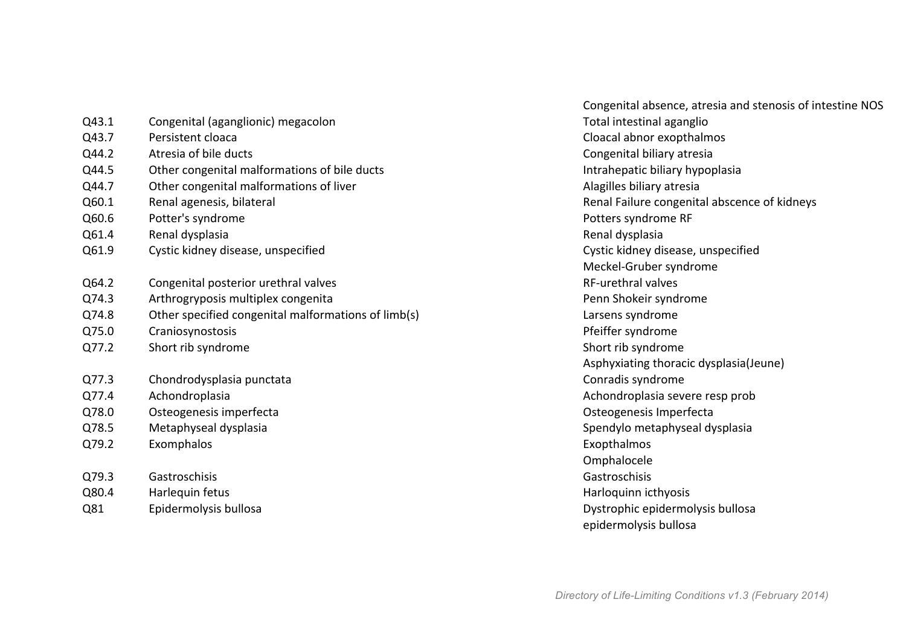| | | |
|---|---|---|
| | | Congenital absence, atresia and stenosis of intestine NOS |
| Q43.1 | Congenital (aganglionic) megacolon | Total intestinal aganglio |
| Q43.7 | Persistent cloaca | Cloacal abnor exopthalmos |
| Q44.2 | Atresia of bile ducts | Congenital biliary atresia |
| Q44.5 | Other congenital malformations of bile ducts | Intrahepatic biliary hypoplasia |
| Q44.7 | Other congenital malformations of liver | Alagilles biliary atresia |
| Q60.1 | Renal agenesis, bilateral | Renal Failure congenital abscence of kidneys |
| Q60.6 | Potter's syndrome | Potters syndrome RF |
| Q61.4 | Renal dysplasia | Renal dysplasia |
| Q61.9 | Cystic kidney disease, unspecified | Cystic kidney disease, unspecified |
| | | Meckel-Gruber syndrome |
| Q64.2 | Congenital posterior urethral valves | RF-urethral valves |
| Q74.3 | Arthrogryposis multiplex congenita | Penn Shokeir syndrome |
| Q74.8 | Other specified congenital malformations of limb(s) | Larsens syndrome |
| Q75.0 | Craniosynostosis | Pfeiffer syndrome |
| Q77.2 | Short rib syndrome | Short rib syndrome |
| | | Asphyxiating thoracic dysplasia(Jeune) |
| Q77.3 | Chondrodysplasia punctata | Conradis syndrome |
| Q77.4 | Achondroplasia | Achondroplasia severe resp prob |
| Q78.0 | Osteogenesis imperfecta | Osteogenesis Imperfecta |
| Q78.5 | Metaphyseal dysplasia | Spendylo metaphyseal dysplasia |
| Q79.2 | Exomphalos | Exopthalmos |
| | | Omphalocele |
| Q79.3 | Gastroschisis | Gastroschisis |
| Q80.4 | Harlequin fetus | Harloquinn icthyosis |
| Q81 | Epidermolysis bullosa | Dystrophic epidermolysis bullosa |
| | | epidermolysis bullosa |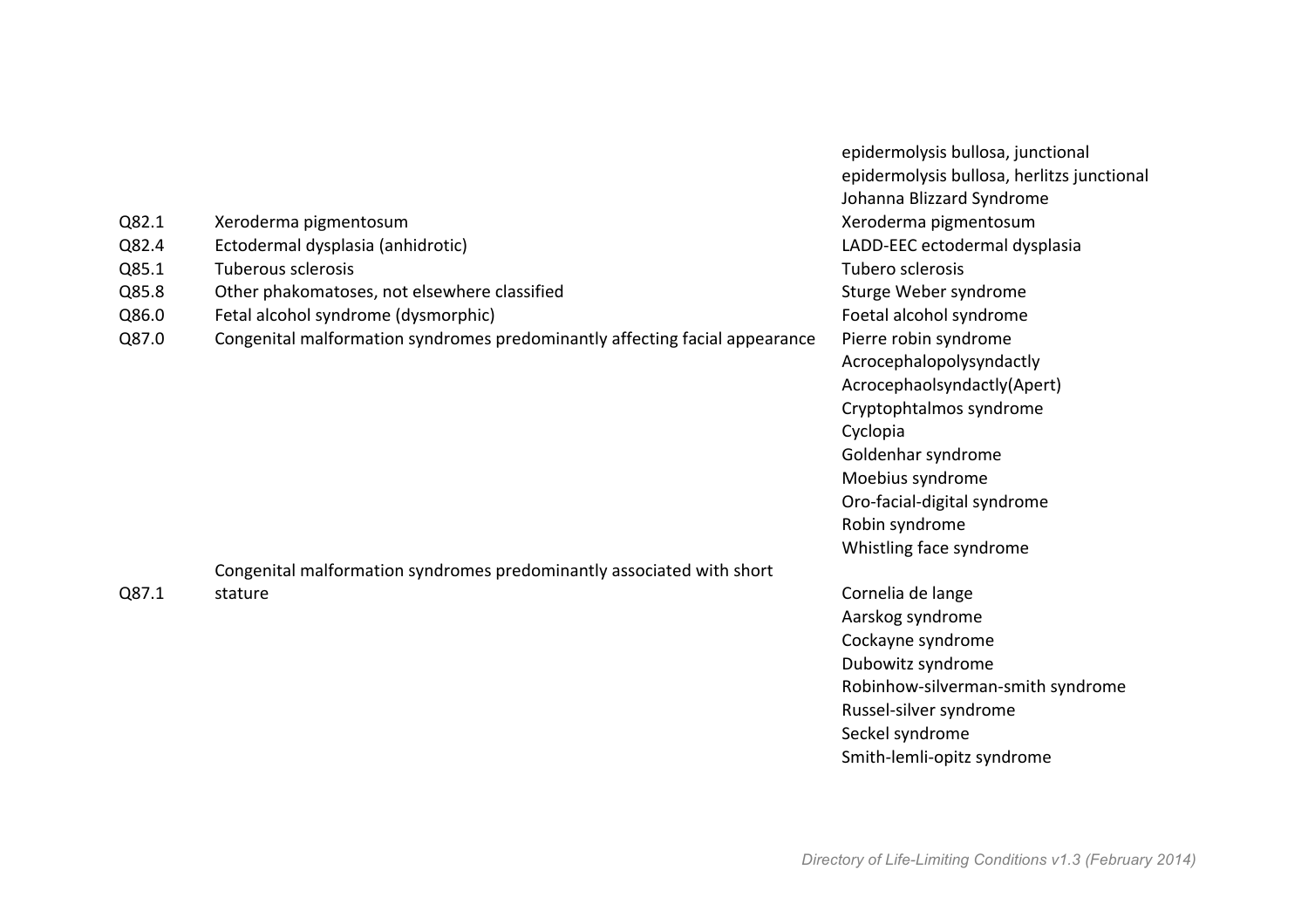| | | |
|---|---|---|
| | | epidermolysis bullosa, junctional |
| | | epidermolysis bullosa, herlitzs junctional |
| | | Johanna Blizzard Syndrome |
| Q82.1 | Xeroderma pigmentosum | Xeroderma pigmentosum |
| Q82.4 | Ectodermal dysplasia (anhidrotic) | LADD-EEC ectodermal dysplasia |
| Q85.1 | Tuberous sclerosis | Tubero sclerosis |
| Q85.8 | Other phakomatoses, not elsewhere classified | Sturge Weber syndrome |
| Q86.0 | Fetal alcohol syndrome (dysmorphic) | Foetal alcohol syndrome |
| Q87.0 | Congenital malformation syndromes predominantly affecting facial appearance | Pierre robin syndrome |
| | | Acrocephalopolysyndactly |
| | | Acrocephaolsyndactly(Apert) |
| | | Cryptophtalmos syndrome |
| | | Cyclopia |
| | | Goldenhar syndrome |
| | | Moebius syndrome |
| | | Oro-facial-digital syndrome |
| | | Robin syndrome |
| | | Whistling face syndrome |
| Q87.1 | Congenital malformation syndromes predominantly associated with short stature | Cornelia de lange |
| | | Aarskog syndrome |
| | | Cockayne syndrome |
| | | Dubowitz syndrome |
| | | Robinhow-silverman-smith syndrome |
| | | Russel-silver syndrome |
| | | Seckel syndrome |
| | | Smith-lemli-opitz syndrome |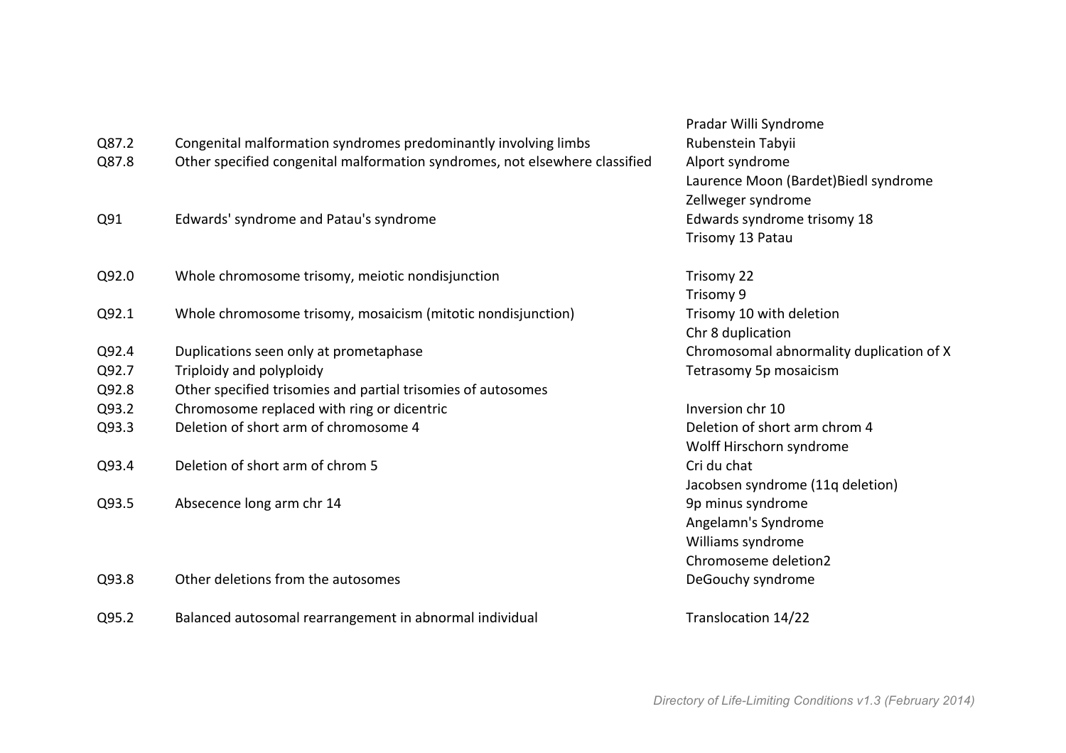| | | |
|---|---|---|
| | | Pradar Willi Syndrome |
| Q87.2 | Congenital malformation syndromes predominantly involving limbs | Rubenstein Tabyii |
| Q87.8 | Other specified congenital malformation syndromes, not elsewhere classified | Alport syndrome |
| | | Laurence Moon (Bardet)Biedl syndrome |
| | | Zellweger syndrome |
| Q91 | Edwards' syndrome and Patau's syndrome | Edwards syndrome trisomy 18 |
| | | Trisomy 13 Patau |
| Q92.0 | Whole chromosome trisomy, meiotic nondisjunction | Trisomy 22 |
| | | Trisomy 9 |
| Q92.1 | Whole chromosome trisomy, mosaicism (mitotic nondisjunction) | Trisomy 10 with deletion |
| | | Chr 8 duplication |
| Q92.4 | Duplications seen only at prometaphase | Chromosomal abnormality duplication of X |
| Q92.7 | Triploidy and polyploidy | Tetrasomy 5p mosaicism |
| Q92.8 | Other specified trisomies and partial trisomies of autosomes | |
| Q93.2 | Chromosome replaced with ring or dicentric | Inversion chr 10 |
| Q93.3 | Deletion of short arm of chromosome 4 | Deletion of short arm chrom 4 |
| | | Wolff Hirschorn syndrome |
| Q93.4 | Deletion of short arm of chrom 5 | Cri du chat |
| | | Jacobsen syndrome (11q deletion) |
| Q93.5 | Absecence long arm chr 14 | 9p minus syndrome |
| | | Angelamn's Syndrome |
| | | Williams syndrome |
| | | Chromoseme deletion2 |
| Q93.8 | Other deletions from the autosomes | DeGouchy syndrome |
| Q95.2 | Balanced autosomal rearrangement in abnormal individual | Translocation 14/22 |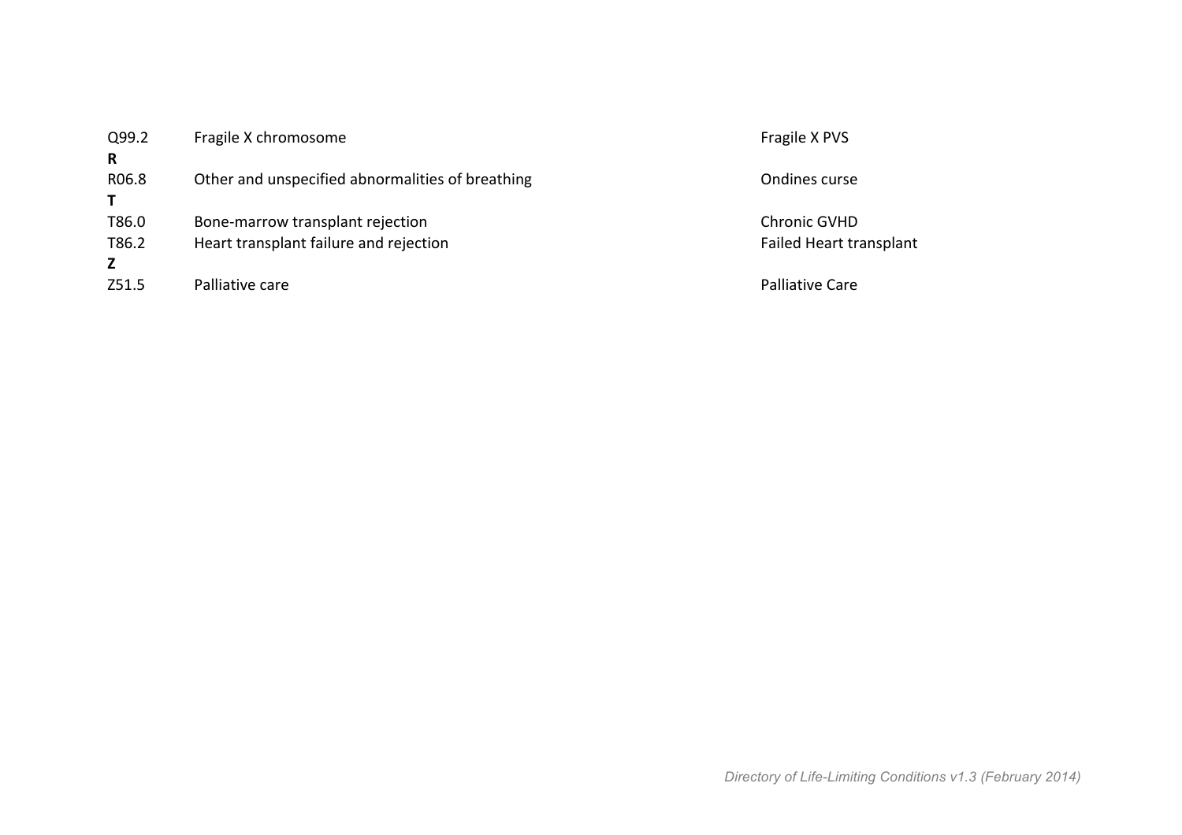| | | |
|---|---|---|
| Q99.2 | Fragile X chromosome | Fragile X PVS |
| **R** | | |
| R06.8 | Other and unspecified abnormalities of breathing | Ondines curse |
| **T** | | |
| T86.0 | Bone-marrow transplant rejection | Chronic GVHD |
| T86.2 | Heart transplant failure and rejection | Failed Heart transplant |
| **Z** | | |
| Z51.5 | Palliative care | Palliative Care |